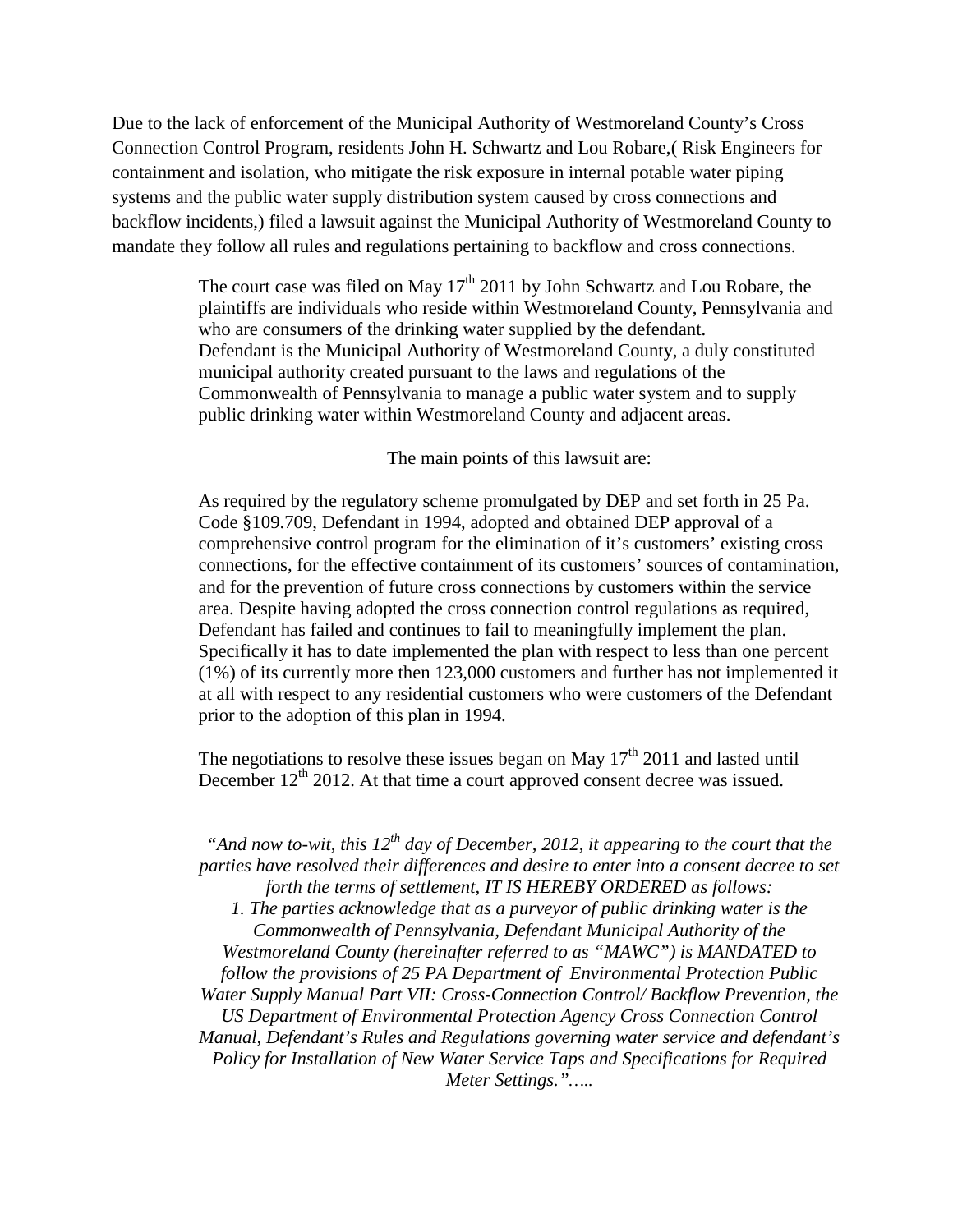Due to the lack of enforcement of the Municipal Authority of Westmoreland County's Cross Connection Control Program, residents John H. Schwartz and Lou Robare,( Risk Engineers for containment and isolation, who mitigate the risk exposure in internal potable water piping systems and the public water supply distribution system caused by cross connections and backflow incidents,) filed a lawsuit against the Municipal Authority of Westmoreland County to mandate they follow all rules and regulations pertaining to backflow and cross connections.

> The court case was filed on May 17th 2011 by John Schwartz and Lou Robare, the plaintiffs are individuals who reside within Westmoreland County, Pennsylvania and who are consumers of the drinking water supplied by the defendant. Defendant is the Municipal Authority of Westmoreland County, a duly constituted municipal authority created pursuant to the laws and regulations of the Commonwealth of Pennsylvania to manage a public water system and to supply public drinking water within Westmoreland County and adjacent areas.
>
> The main points of this lawsuit are:
>
> As required by the regulatory scheme promulgated by DEP and set forth in 25 Pa. Code §109.709, Defendant in 1994, adopted and obtained DEP approval of a comprehensive control program for the elimination of it's customers' existing cross connections, for the effective containment of its customers' sources of contamination, and for the prevention of future cross connections by customers within the service area. Despite having adopted the cross connection control regulations as required, Defendant has failed and continues to fail to meaningfully implement the plan. Specifically it has to date implemented the plan with respect to less than one percent (1%) of its currently more then 123,000 customers and further has not implemented it at all with respect to any residential customers who were customers of the Defendant prior to the adoption of this plan in 1994.
>
> The negotiations to resolve these issues began on May 17th 2011 and lasted until December 12th 2012. At that time a court approved consent decree was issued.
>
> *"And now to-wit, this 12th day of December, 2012, it appearing to the court that the parties have resolved their differences and desire to enter into a consent decree to set forth the terms of settlement, IT IS HEREBY ORDERED as follows:*
> *1. The parties acknowledge that as a purveyor of public drinking water is the Commonwealth of Pennsylvania, Defendant Municipal Authority of the Westmoreland County (hereinafter referred to as "MAWC") is MANDATED to follow the provisions of 25 PA Department of Environmental Protection Public Water Supply Manual Part VII: Cross-Connection Control/ Backflow Prevention, the US Department of Environmental Protection Agency Cross Connection Control Manual, Defendant's Rules and Regulations governing water service and defendant's Policy for Installation of New Water Service Taps and Specifications for Required Meter Settings."…..*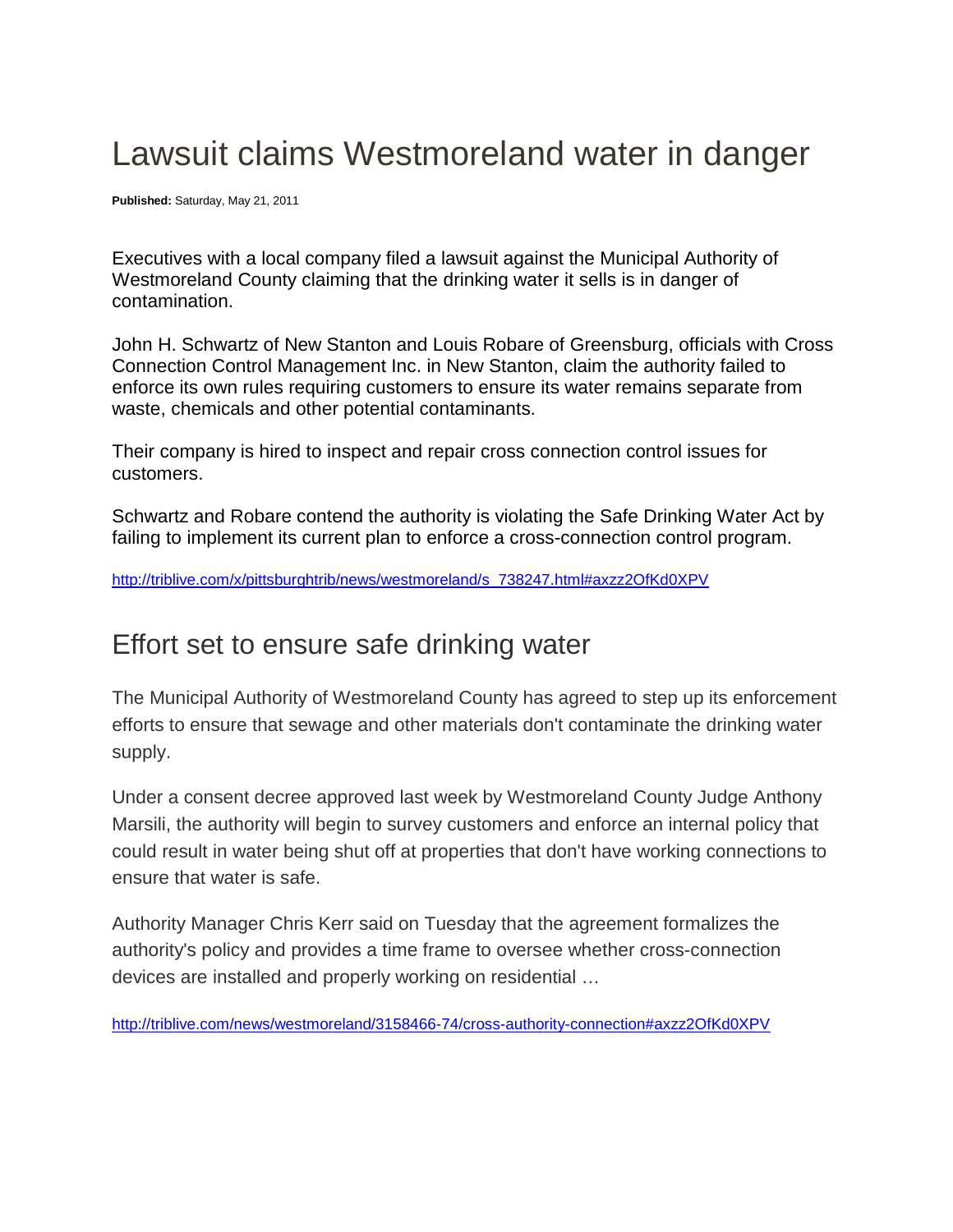# Lawsuit claims Westmoreland water in danger

**Published:** Saturday, May 21, 2011

Executives with a local company filed a lawsuit against the Municipal Authority of Westmoreland County claiming that the drinking water it sells is in danger of contamination.

John H. Schwartz of New Stanton and Louis Robare of Greensburg, officials with Cross Connection Control Management Inc. in New Stanton, claim the authority failed to enforce its own rules requiring customers to ensure its water remains separate from waste, chemicals and other potential contaminants.

Their company is hired to inspect and repair cross connection control issues for customers.

Schwartz and Robare contend the authority is violating the Safe Drinking Water Act by failing to implement its current plan to enforce a cross-connection control program.

http://triblive.com/x/pittsburghtrib/news/westmoreland/s_738247.html#axzz2OfKd0XPV

## Effort set to ensure safe drinking water

The Municipal Authority of Westmoreland County has agreed to step up its enforcement efforts to ensure that sewage and other materials don't contaminate the drinking water supply.

Under a consent decree approved last week by Westmoreland County Judge Anthony Marsili, the authority will begin to survey customers and enforce an internal policy that could result in water being shut off at properties that don't have working connections to ensure that water is safe.

Authority Manager Chris Kerr said on Tuesday that the agreement formalizes the authority's policy and provides a time frame to oversee whether cross-connection devices are installed and properly working on residential …

http://triblive.com/news/westmoreland/3158466-74/cross-authority-connection#axzz2OfKd0XPV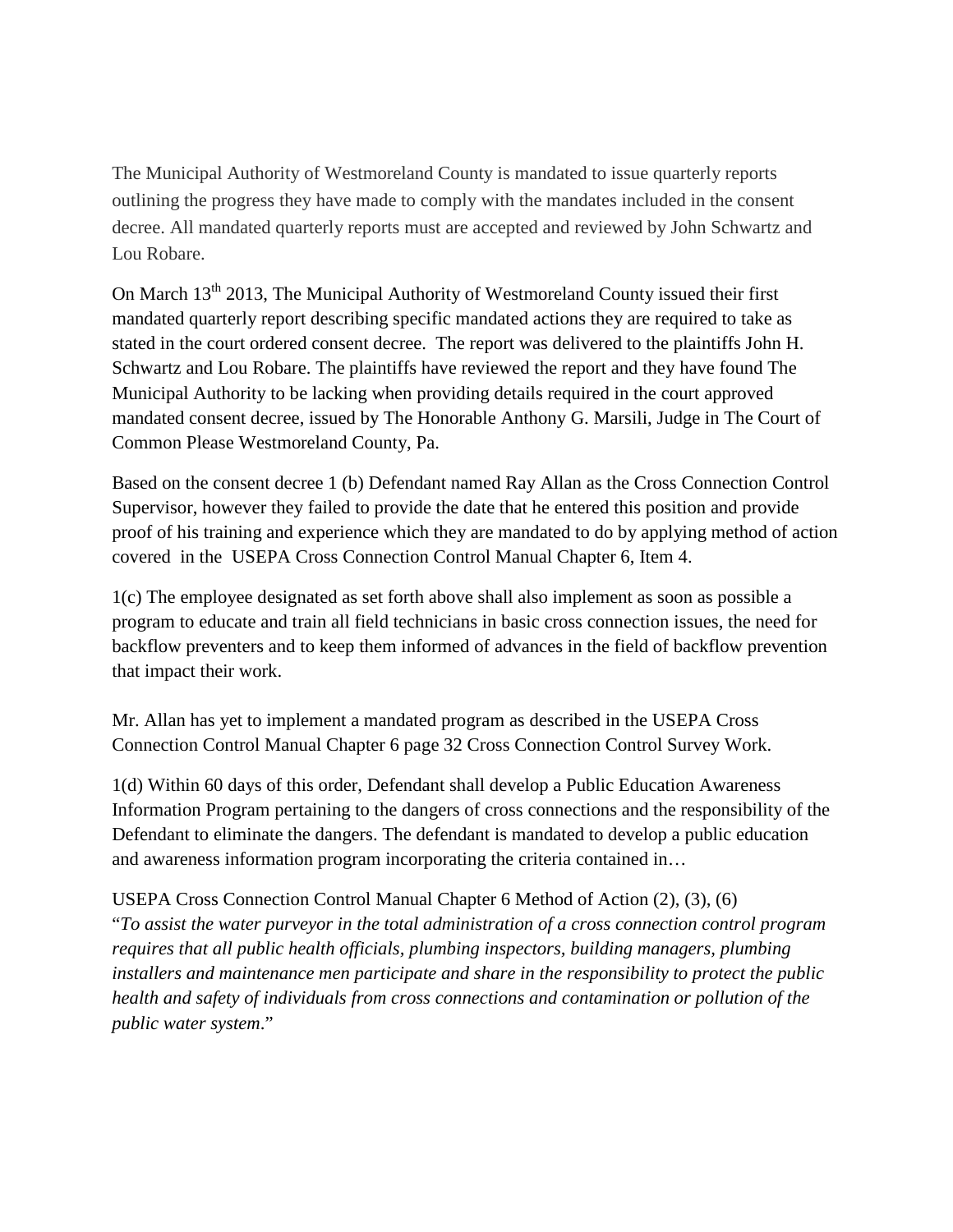The Municipal Authority of Westmoreland County is mandated to issue quarterly reports outlining the progress they have made to comply with the mandates included in the consent decree. All mandated quarterly reports must are accepted and reviewed by John Schwartz and Lou Robare.

On March 13th 2013, The Municipal Authority of Westmoreland County issued their first mandated quarterly report describing specific mandated actions they are required to take as stated in the court ordered consent decree. The report was delivered to the plaintiffs John H. Schwartz and Lou Robare. The plaintiffs have reviewed the report and they have found The Municipal Authority to be lacking when providing details required in the court approved mandated consent decree, issued by The Honorable Anthony G. Marsili, Judge in The Court of Common Please Westmoreland County, Pa.

Based on the consent decree 1 (b) Defendant named Ray Allan as the Cross Connection Control Supervisor, however they failed to provide the date that he entered this position and provide proof of his training and experience which they are mandated to do by applying method of action covered in the USEPA Cross Connection Control Manual Chapter 6, Item 4.

1(c) The employee designated as set forth above shall also implement as soon as possible a program to educate and train all field technicians in basic cross connection issues, the need for backflow preventers and to keep them informed of advances in the field of backflow prevention that impact their work.

Mr. Allan has yet to implement a mandated program as described in the USEPA Cross Connection Control Manual Chapter 6 page 32 Cross Connection Control Survey Work.

1(d) Within 60 days of this order, Defendant shall develop a Public Education Awareness Information Program pertaining to the dangers of cross connections and the responsibility of the Defendant to eliminate the dangers. The defendant is mandated to develop a public education and awareness information program incorporating the criteria contained in…

USEPA Cross Connection Control Manual Chapter 6 Method of Action (2), (3), (6)
"*To assist the water purveyor in the total administration of a cross connection control program requires that all public health officials, plumbing inspectors, building managers, plumbing installers and maintenance men participate and share in the responsibility to protect the public health and safety of individuals from cross connections and contamination or pollution of the public water system*."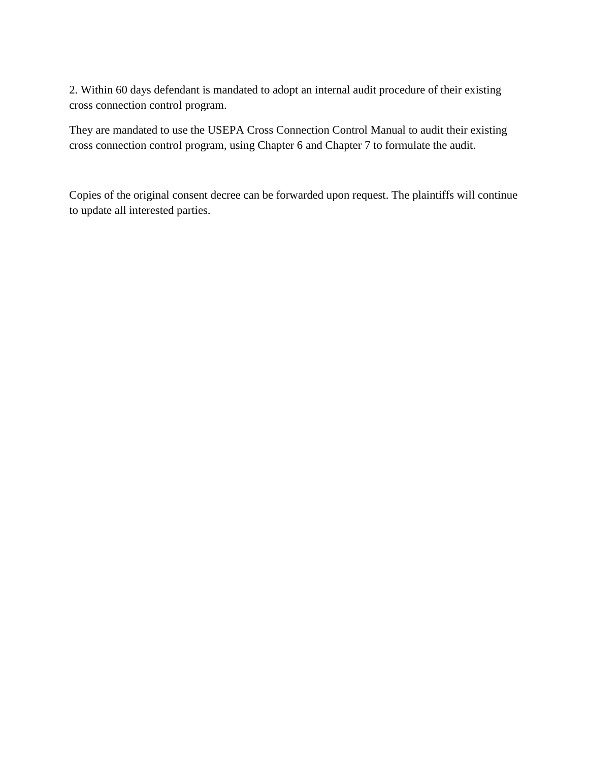2. Within 60 days defendant is mandated to adopt an internal audit procedure of their existing cross connection control program.

They are mandated to use the USEPA Cross Connection Control Manual to audit their existing cross connection control program, using Chapter 6 and Chapter 7 to formulate the audit.

Copies of the original consent decree can be forwarded upon request. The plaintiffs will continue to update all interested parties.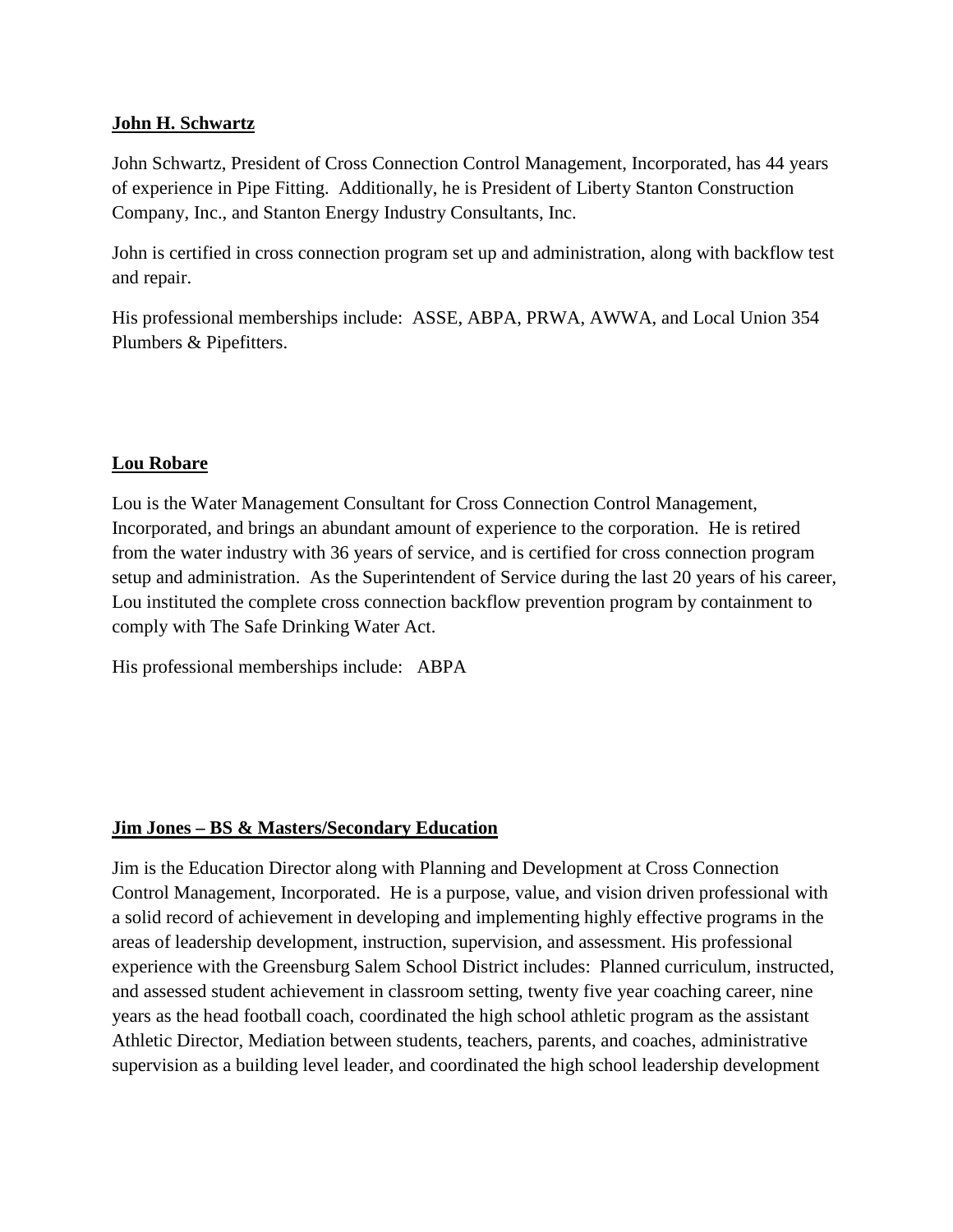**John H. Schwartz**

John Schwartz, President of Cross Connection Control Management, Incorporated, has 44 years of experience in Pipe Fitting. Additionally, he is President of Liberty Stanton Construction Company, Inc., and Stanton Energy Industry Consultants, Inc.

John is certified in cross connection program set up and administration, along with backflow test and repair.

His professional memberships include: ASSE, ABPA, PRWA, AWWA, and Local Union 354 Plumbers & Pipefitters.

**Lou Robare**

Lou is the Water Management Consultant for Cross Connection Control Management, Incorporated, and brings an abundant amount of experience to the corporation. He is retired from the water industry with 36 years of service, and is certified for cross connection program setup and administration. As the Superintendent of Service during the last 20 years of his career, Lou instituted the complete cross connection backflow prevention program by containment to comply with The Safe Drinking Water Act.

His professional memberships include: ABPA

**Jim Jones – BS & Masters/Secondary Education**

Jim is the Education Director along with Planning and Development at Cross Connection Control Management, Incorporated. He is a purpose, value, and vision driven professional with a solid record of achievement in developing and implementing highly effective programs in the areas of leadership development, instruction, supervision, and assessment. His professional experience with the Greensburg Salem School District includes: Planned curriculum, instructed, and assessed student achievement in classroom setting, twenty five year coaching career, nine years as the head football coach, coordinated the high school athletic program as the assistant Athletic Director, Mediation between students, teachers, parents, and coaches, administrative supervision as a building level leader, and coordinated the high school leadership development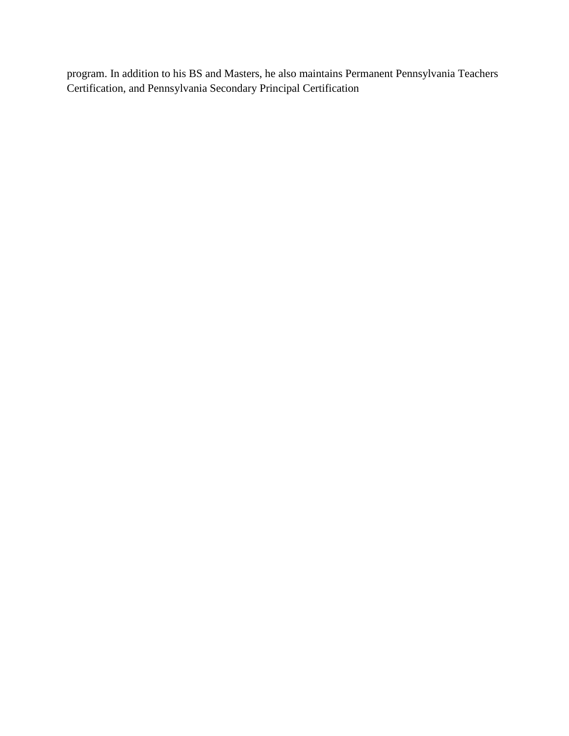program. In addition to his BS and Masters, he also maintains Permanent Pennsylvania Teachers Certification, and Pennsylvania Secondary Principal Certification